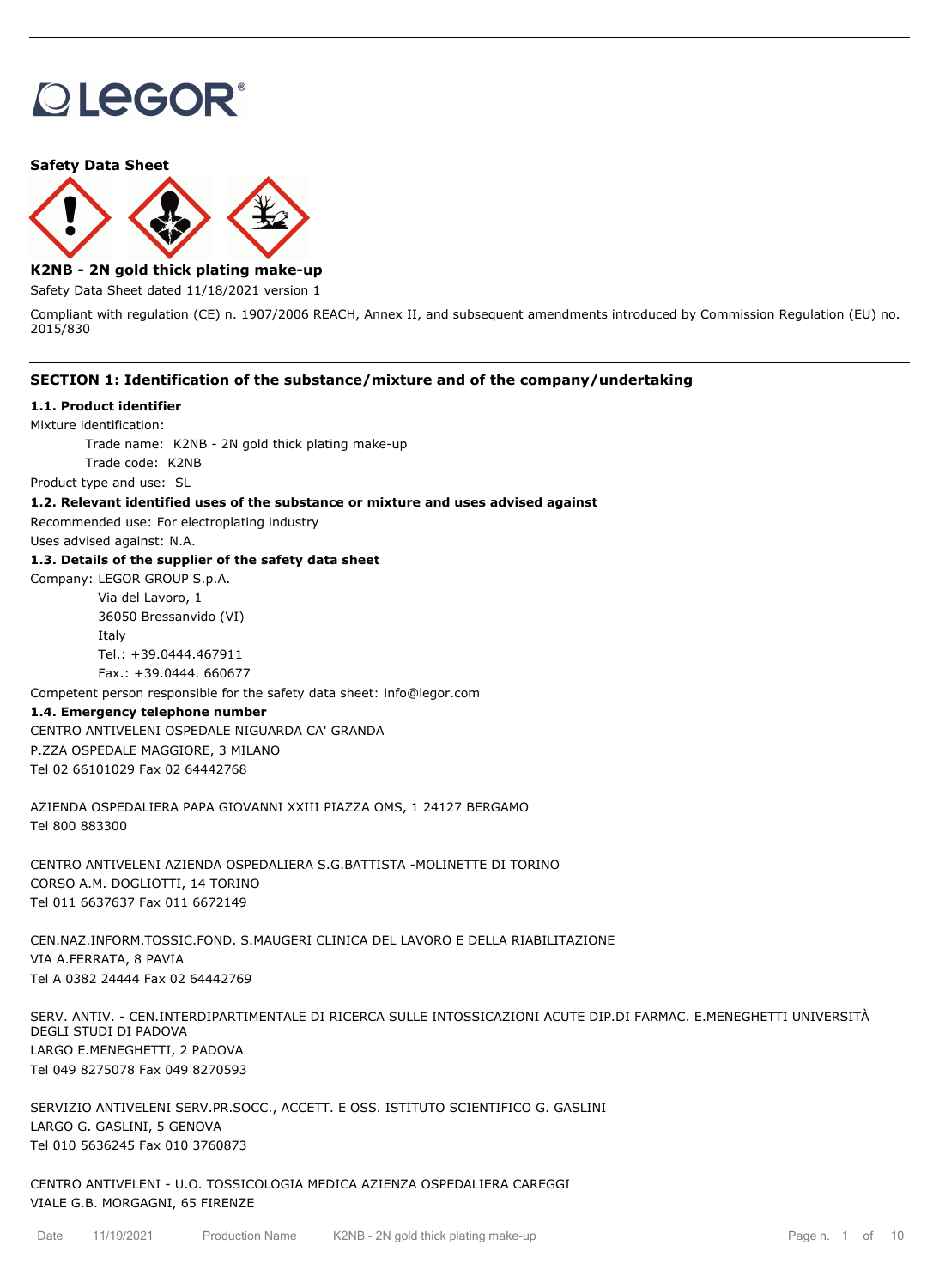**Safety Data Sheet**

**K2NB - 2N gold thick plating make-up**

Safety Data Sheet dated 11/18/2021 version 1

Compliant with regulation (CE) n. 1907/2006 REACH, Annex II, and subsequent amendments introduced by Commission Regulation (EU) no. 2015/830

## SECTION 1: Identification of the substance/mixture and of the company/undertaking

### 1.1. Product identifier

Mixture identification:

Trade name: K2NB - 2N gold thick plating make-up

Trade code: K2NB

Product type and use: SL

### 1.2. Relevant identified uses of the substance or mixture and uses advised against

Recommended use: For electroplating industry

Uses advised against: N.A.

### 1.3. Details of the supplier of the safety data sheet

Company: LEGOR GROUP S.p.A.

Via del Lavoro, 1
36050 Bressanvido (VI)
Italy
Tel.: +39.0444.467911
Fax.: +39.0444. 660677

Competent person responsible for the safety data sheet: info@legor.com

### 1.4. Emergency telephone number

CENTRO ANTIVELENI OSPEDALE NIGUARDA CA' GRANDA
P.ZZA OSPEDALE MAGGIORE, 3 MILANO
Tel 02 66101029 Fax 02 64442768

AZIENDA OSPEDALIERA PAPA GIOVANNI XXIII PIAZZA OMS, 1 24127 BERGAMO
Tel 800 883300

CENTRO ANTIVELENI AZIENDA OSPEDALIERA S.G.BATTISTA -MOLINETTE DI TORINO
CORSO A.M. DOGLIOTTI, 14 TORINO
Tel 011 6637637 Fax 011 6672149

CEN.NAZ.INFORM.TOSSIC.FOND. S.MAUGERI CLINICA DEL LAVORO E DELLA RIABILITAZIONE
VIA A.FERRATA, 8 PAVIA
Tel A 0382 24444 Fax 02 64442769

SERV. ANTIV. - CEN.INTERDIPARTIMENTALE DI RICERCA SULLE INTOSSICAZIONI ACUTE DIP.DI FARMAC. E.MENEGHETTI UNIVERSITÀ DEGLI STUDI DI PADOVA
LARGO E.MENEGHETTI, 2 PADOVA
Tel 049 8275078 Fax 049 8270593

SERVIZIO ANTIVELENI SERV.PR.SOCC., ACCETT. E OSS. ISTITUTO SCIENTIFICO G. GASLINI
LARGO G. GASLINI, 5 GENOVA
Tel 010 5636245 Fax 010 3760873

CENTRO ANTIVELENI - U.O. TOSSICOLOGIA MEDICA AZIENZA OSPEDALIERA CAREGGI
VIALE G.B. MORGAGNI, 65 FIRENZE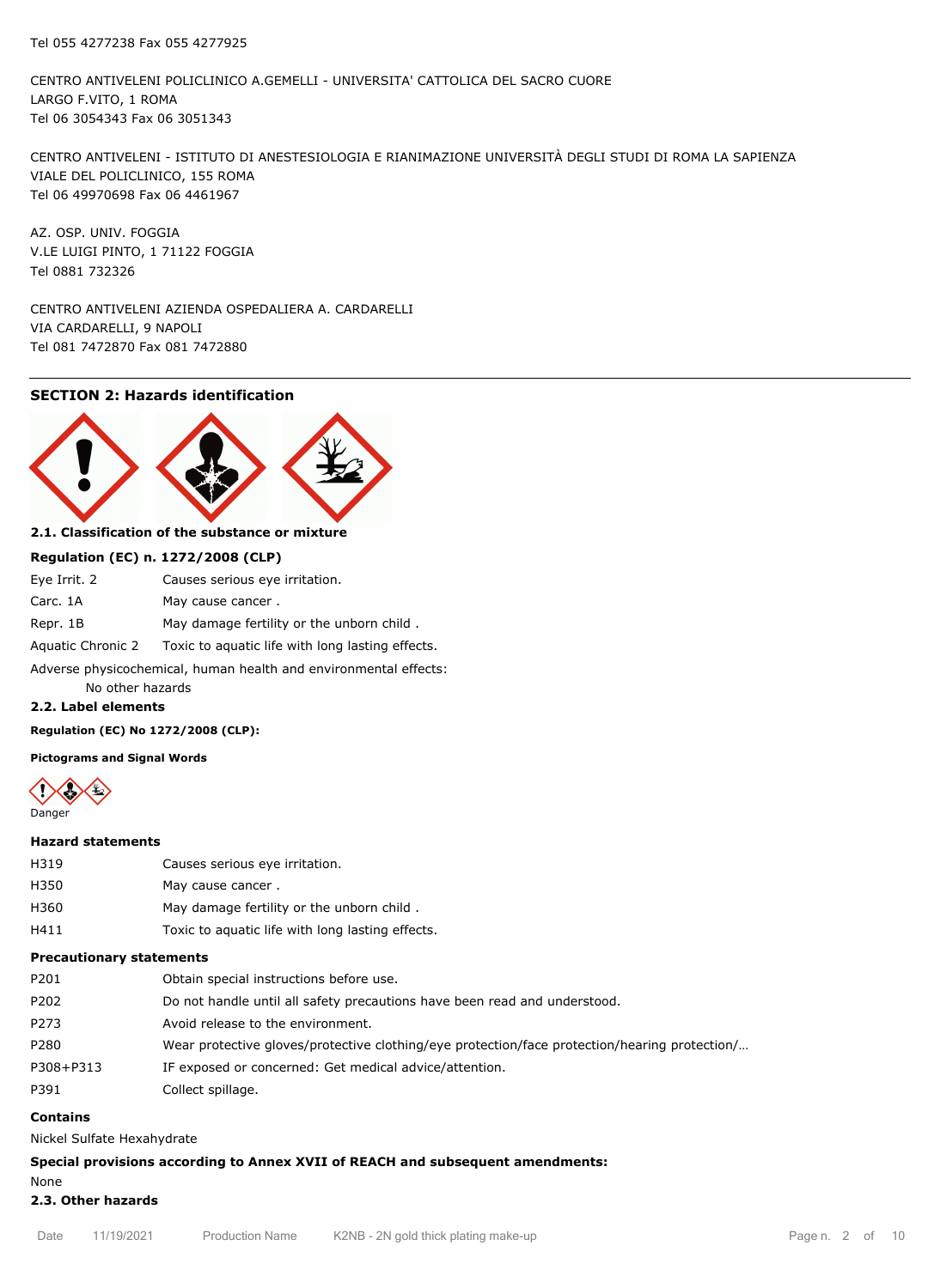Tel 055 4277238 Fax 055 4277925

CENTRO ANTIVELENI POLICLINICO A.GEMELLI - UNIVERSITA' CATTOLICA DEL SACRO CUORE
LARGO F.VITO, 1 ROMA
Tel 06 3054343 Fax 06 3051343

CENTRO ANTIVELENI - ISTITUTO DI ANESTESIOLOGIA E RIANIMAZIONE UNIVERSITÀ DEGLI STUDI DI ROMA LA SAPIENZA
VIALE DEL POLICLINICO, 155 ROMA
Tel 06 49970698 Fax 06 4461967

AZ. OSP. UNIV. FOGGIA
V.LE LUIGI PINTO, 1 71122 FOGGIA
Tel 0881 732326

CENTRO ANTIVELENI AZIENDA OSPEDALIERA A. CARDARELLI
VIA CARDARELLI, 9 NAPOLI
Tel 081 7472870 Fax 081 7472880

## SECTION 2: Hazards identification

### 2.1. Classification of the substance or mixture

**Regulation (EC) n. 1272/2008 (CLP)**

| | |
|---|---|
| Eye Irrit. 2 | Causes serious eye irritation. |
| Carc. 1A | May cause cancer . |
| Repr. 1B | May damage fertility or the unborn child . |
| Aquatic Chronic 2 | Toxic to aquatic life with long lasting effects. |

Adverse physicochemical, human health and environmental effects:
No other hazards

### 2.2. Label elements

**Regulation (EC) No 1272/2008 (CLP):**

**Pictograms and Signal Words**

Danger

**Hazard statements**

| | |
|---|---|
| H319 | Causes serious eye irritation. |
| H350 | May cause cancer . |
| H360 | May damage fertility or the unborn child . |
| H411 | Toxic to aquatic life with long lasting effects. |

**Precautionary statements**

| | |
|---|---|
| P201 | Obtain special instructions before use. |
| P202 | Do not handle until all safety precautions have been read and understood. |
| P273 | Avoid release to the environment. |
| P280 | Wear protective gloves/protective clothing/eye protection/face protection/hearing protection/… |
| P308+P313 | IF exposed or concerned: Get medical advice/attention. |
| P391 | Collect spillage. |

**Contains**

Nickel Sulfate Hexahydrate

**Special provisions according to Annex XVII of REACH and subsequent amendments:**

None

### 2.3. Other hazards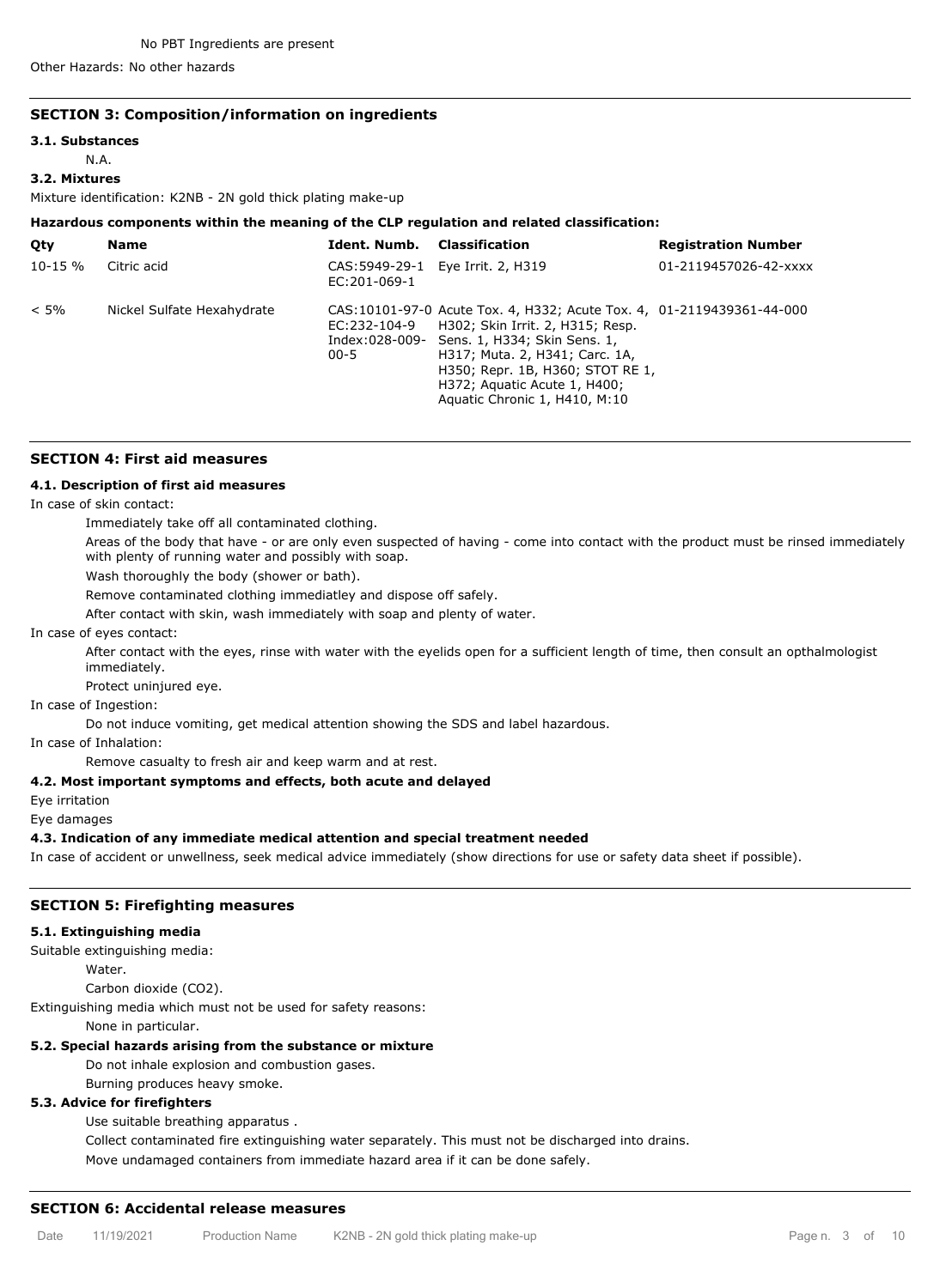No PBT Ingredients are present

Other Hazards: No other hazards

## SECTION 3: Composition/information on ingredients

### 3.1. Substances

N.A.

### 3.2. Mixtures

Mixture identification: K2NB - 2N gold thick plating make-up

**Hazardous components within the meaning of the CLP regulation and related classification:**

| Qty | Name | Ident. Numb. | Classification | Registration Number |
|---|---|---|---|---|
| 10-15 % | Citric acid | CAS:5949-29-1 EC:201-069-1 | Eye Irrit. 2, H319 | 01-2119457026-42-xxxx |
| < 5% | Nickel Sulfate Hexahydrate | CAS:10101-97-0 EC:232-104-9 Index:028-009-00-5 | Acute Tox. 4, H332; Acute Tox. 4, H302; Skin Irrit. 2, H315; Resp. Sens. 1, H334; Skin Sens. 1, H317; Muta. 2, H341; Carc. 1A, H350; Repr. 1B, H360; STOT RE 1, H372; Aquatic Acute 1, H400; Aquatic Chronic 1, H410, M:10 | 01-2119439361-44-000 |

## SECTION 4: First aid measures

### 4.1. Description of first aid measures

In case of skin contact:

Immediately take off all contaminated clothing.

Areas of the body that have - or are only even suspected of having - come into contact with the product must be rinsed immediately with plenty of running water and possibly with soap.

Wash thoroughly the body (shower or bath).

Remove contaminated clothing immediatley and dispose off safely.

After contact with skin, wash immediately with soap and plenty of water.

In case of eyes contact:

After contact with the eyes, rinse with water with the eyelids open for a sufficient length of time, then consult an opthalmologist immediately.

Protect uninjured eye.

In case of Ingestion:

Do not induce vomiting, get medical attention showing the SDS and label hazardous.

In case of Inhalation:

Remove casualty to fresh air and keep warm and at rest.

### 4.2. Most important symptoms and effects, both acute and delayed

Eye irritation

Eye damages

### 4.3. Indication of any immediate medical attention and special treatment needed

In case of accident or unwellness, seek medical advice immediately (show directions for use or safety data sheet if possible).

## SECTION 5: Firefighting measures

### 5.1. Extinguishing media

Suitable extinguishing media:

Water.

Carbon dioxide ($CO_2$).

Extinguishing media which must not be used for safety reasons:

None in particular.

### 5.2. Special hazards arising from the substance or mixture

Do not inhale explosion and combustion gases.

Burning produces heavy smoke.

### 5.3. Advice for firefighters

Use suitable breathing apparatus .

Collect contaminated fire extinguishing water separately. This must not be discharged into drains.

Move undamaged containers from immediate hazard area if it can be done safely.

## SECTION 6: Accidental release measures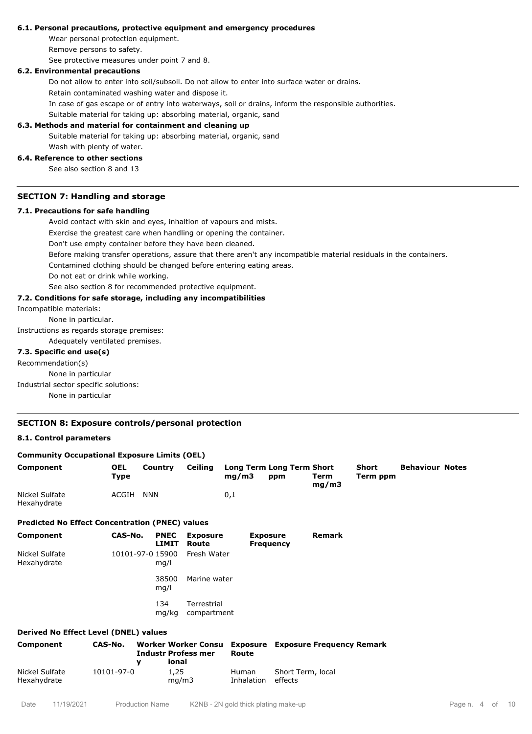### 6.1. Personal precautions, protective equipment and emergency procedures

Wear personal protection equipment.

Remove persons to safety.

See protective measures under point 7 and 8.

### 6.2. Environmental precautions

Do not allow to enter into soil/subsoil. Do not allow to enter into surface water or drains.

Retain contaminated washing water and dispose it.

In case of gas escape or of entry into waterways, soil or drains, inform the responsible authorities.

Suitable material for taking up: absorbing material, organic, sand

### 6.3. Methods and material for containment and cleaning up

Suitable material for taking up: absorbing material, organic, sand

Wash with plenty of water.

### 6.4. Reference to other sections

See also section 8 and 13

## SECTION 7: Handling and storage

### 7.1. Precautions for safe handling

Avoid contact with skin and eyes, inhaltion of vapours and mists.

Exercise the greatest care when handling or opening the container.

Don't use empty container before they have been cleaned.

Before making transfer operations, assure that there aren't any incompatible material residuals in the containers.

Contamined clothing should be changed before entering eating areas.

Do not eat or drink while working.

See also section 8 for recommended protective equipment.

### 7.2. Conditions for safe storage, including any incompatibilities

Incompatible materials:

None in particular.

Instructions as regards storage premises:

Adequately ventilated premises.

### 7.3. Specific end use(s)

Recommendation(s)

None in particular

Industrial sector specific solutions:

None in particular

## SECTION 8: Exposure controls/personal protection

### 8.1. Control parameters

**Community Occupational Exposure Limits (OEL)**

| Component | OEL Type | Country | Ceiling | Long Term mg/m3 | Long Term ppm | Short Term mg/m3 | Short Term ppm | Behaviour | Notes |
|---|---|---|---|---|---|---|---|---|---|
| Nickel Sulfate Hexahydrate | ACGIH | NNN | | 0,1 | | | | | |

**Predicted No Effect Concentration (PNEC) values**

| Component | CAS-No. | PNEC LIMIT | Exposure Route | Exposure Frequency | Remark |
|---|---|---|---|---|---|
| Nickel Sulfate Hexahydrate | 10101-97-0 | 15900 mg/l | Fresh Water | | |
| | | 38500 mg/l | Marine water | | |
| | | 134 mg/kg | Terrestrial compartment | | |

**Derived No Effect Level (DNEL) values**

| Component | CAS-No. | Worker Industry | Worker Professional | Consumer | Exposure Route | Exposure Frequency | Remark |
|---|---|---|---|---|---|---|---|
| Nickel Sulfate Hexahydrate | 10101-97-0 | | | 1,25 mg/m3 | Human Inhalation | Short Term, local effects | |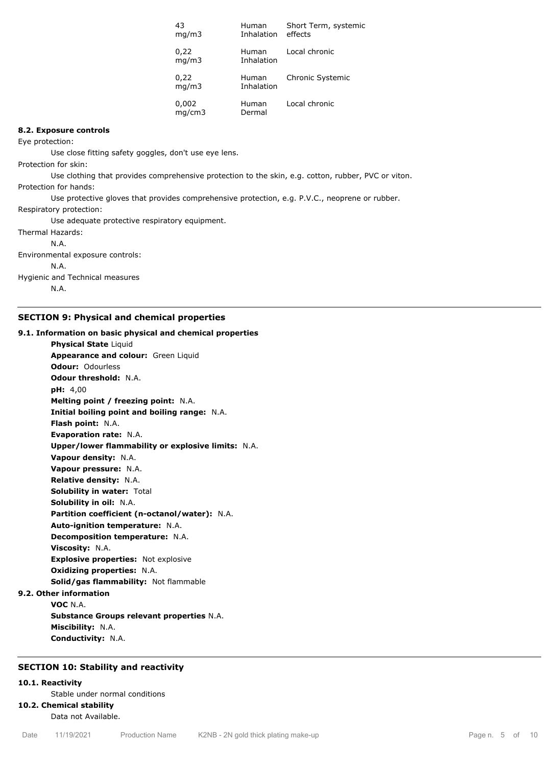| | | |
|---|---|---|
| 43 mg/m3 | Human Inhalation | Short Term, systemic effects |
| 0,22 mg/m3 | Human Inhalation | Local chronic |
| 0,22 mg/m3 | Human Inhalation | Chronic Systemic |
| 0,002 mg/cm3 | Human Dermal | Local chronic |

**8.2. Exposure controls**

Eye protection:

Use close fitting safety goggles, don't use eye lens.

Protection for skin:

Use clothing that provides comprehensive protection to the skin, e.g. cotton, rubber, PVC or viton.

Protection for hands:

Use protective gloves that provides comprehensive protection, e.g. P.V.C., neoprene or rubber.

Respiratory protection:

Use adequate protective respiratory equipment.

Thermal Hazards:

N.A.

Environmental exposure controls:

N.A.

Hygienic and Technical measures

N.A.

## SECTION 9: Physical and chemical properties

**9.1. Information on basic physical and chemical properties**

**Physical State** Liquid
**Appearance and colour:** Green Liquid
**Odour:** Odourless
**Odour threshold:** N.A.
**pH:** 4,00
**Melting point / freezing point:** N.A.
**Initial boiling point and boiling range:** N.A.
**Flash point:** N.A.
**Evaporation rate:** N.A.
**Upper/lower flammability or explosive limits:** N.A.
**Vapour density:** N.A.
**Vapour pressure:** N.A.
**Relative density:** N.A.
**Solubility in water:** Total
**Solubility in oil:** N.A.
**Partition coefficient (n-octanol/water):** N.A.
**Auto-ignition temperature:** N.A.
**Decomposition temperature:** N.A.
**Viscosity:** N.A.
**Explosive properties:** Not explosive
**Oxidizing properties:** N.A.
**Solid/gas flammability:** Not flammable

**9.2. Other information**

**VOC** N.A.
**Substance Groups relevant properties** N.A.
**Miscibility:** N.A.
**Conductivity:** N.A.

## SECTION 10: Stability and reactivity

**10.1. Reactivity**

Stable under normal conditions

**10.2. Chemical stability**

Data not Available.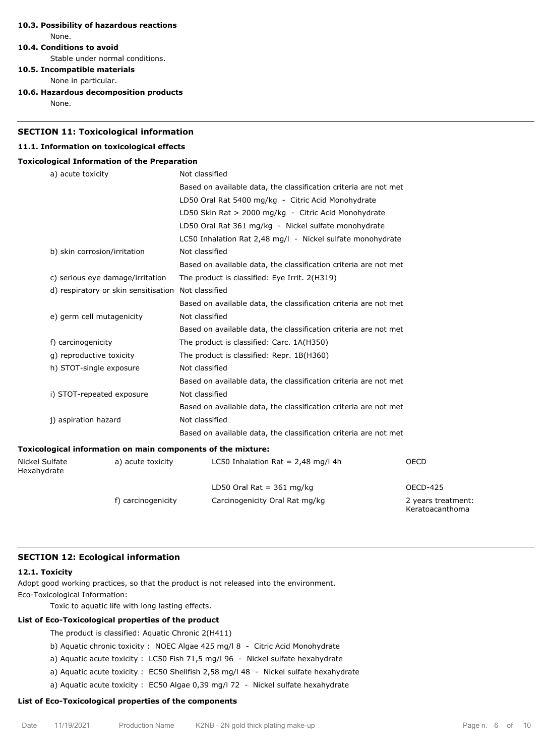**10.3. Possibility of hazardous reactions**

None.

**10.4. Conditions to avoid**

Stable under normal conditions.

**10.5. Incompatible materials**

None in particular.

**10.6. Hazardous decomposition products**

None.

## SECTION 11: Toxicological information

**11.1. Information on toxicological effects**

**Toxicological Information of the Preparation**

| | |
|---|---|
| a) acute toxicity | Not classified |
| | Based on available data, the classification criteria are not met |
| | LD50 Oral Rat 5400 mg/kg - Citric Acid Monohydrate |
| | LD50 Skin Rat > 2000 mg/kg - Citric Acid Monohydrate |
| | LD50 Oral Rat 361 mg/kg - Nickel sulfate monohydrate |
| | LC50 Inhalation Rat 2,48 mg/l - Nickel sulfate monohydrate |
| b) skin corrosion/irritation | Not classified |
| | Based on available data, the classification criteria are not met |
| c) serious eye damage/irritation | The product is classified: Eye Irrit. 2(H319) |
| d) respiratory or skin sensitisation | Not classified |
| | Based on available data, the classification criteria are not met |
| e) germ cell mutagenicity | Not classified |
| | Based on available data, the classification criteria are not met |
| f) carcinogenicity | The product is classified: Carc. 1A(H350) |
| g) reproductive toxicity | The product is classified: Repr. 1B(H360) |
| h) STOT-single exposure | Not classified |
| | Based on available data, the classification criteria are not met |
| i) STOT-repeated exposure | Not classified |
| | Based on available data, the classification criteria are not met |
| j) aspiration hazard | Not classified |
| | Based on available data, the classification criteria are not met |

**Toxicological information on main components of the mixture:**

| | | | |
|---|---|---|---|
| Nickel Sulfate Hexahydrate | a) acute toxicity | LC50 Inhalation Rat = 2,48 mg/l 4h | OECD |
| | | LD50 Oral Rat = 361 mg/kg | OECD-425 |
| | f) carcinogenicity | Carcinogenicity Oral Rat mg/kg | 2 years treatment: Keratoacanthoma |

## SECTION 12: Ecological information

**12.1. Toxicity**

Adopt good working practices, so that the product is not released into the environment.

Eco-Toxicological Information:

Toxic to aquatic life with long lasting effects.

**List of Eco-Toxicological properties of the product**

The product is classified: Aquatic Chronic 2(H411)

b) Aquatic chronic toxicity : NOEC Algae 425 mg/l 8 - Citric Acid Monohydrate

a) Aquatic acute toxicity : LC50 Fish 71,5 mg/l 96 - Nickel sulfate hexahydrate

a) Aquatic acute toxicity : EC50 Shellfish 2,58 mg/l 48 - Nickel sulfate hexahydrate

a) Aquatic acute toxicity : EC50 Algae 0,39 mg/l 72 - Nickel sulfate hexahydrate

**List of Eco-Toxicological properties of the components**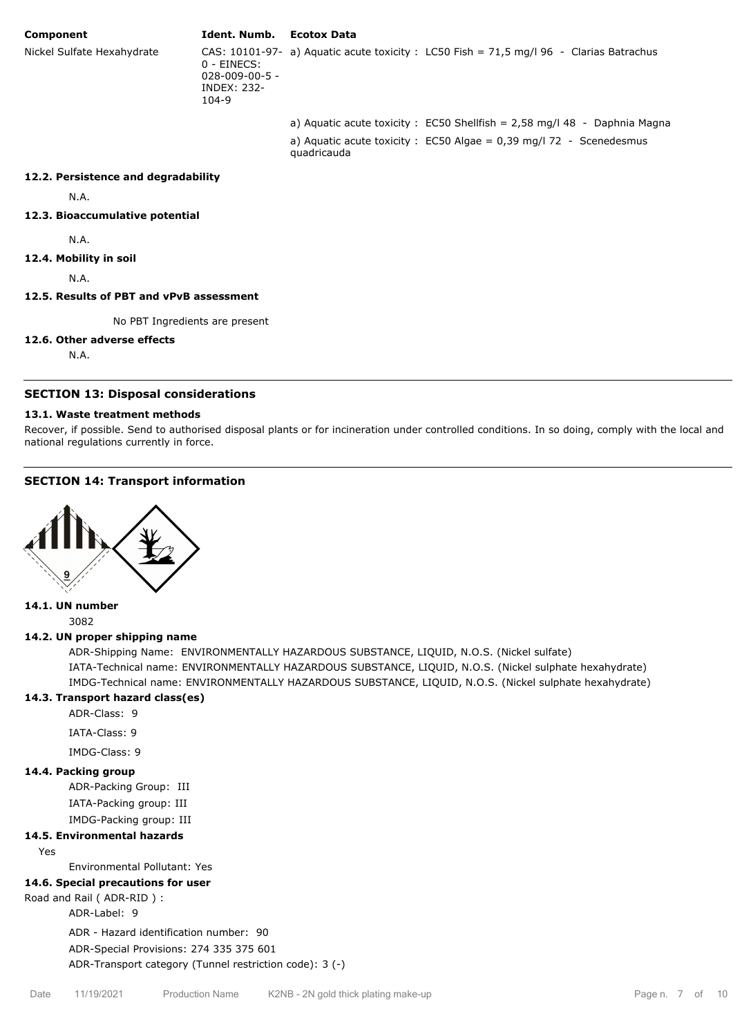| Component | Ident. Numb. | Ecotox Data |
| --- | --- | --- |
| Nickel Sulfate Hexahydrate | CAS: 10101-97-0 - EINECS: 028-009-00-5 - INDEX: 232-104-9 | a) Aquatic acute toxicity : LC50 Fish = 71,5 mg/l 96 - Clarias Batrachus |
| | | a) Aquatic acute toxicity : EC50 Shellfish = 2,58 mg/l 48 - Daphnia Magna |
| | | a) Aquatic acute toxicity : EC50 Algae = 0,39 mg/l 72 - Scenedesmus quadricauda |

**12.2. Persistence and degradability**

N.A.

**12.3. Bioaccumulative potential**

N.A.

**12.4. Mobility in soil**

N.A.

**12.5. Results of PBT and vPvB assessment**

No PBT Ingredients are present

**12.6. Other adverse effects**

N.A.

## SECTION 13: Disposal considerations

**13.1. Waste treatment methods**

Recover, if possible. Send to authorised disposal plants or for incineration under controlled conditions. In so doing, comply with the local and national regulations currently in force.

## SECTION 14: Transport information

**14.1. UN number**

3082

**14.2. UN proper shipping name**

ADR-Shipping Name: ENVIRONMENTALLY HAZARDOUS SUBSTANCE, LIQUID, N.O.S. (Nickel sulfate)

IATA-Technical name: ENVIRONMENTALLY HAZARDOUS SUBSTANCE, LIQUID, N.O.S. (Nickel sulphate hexahydrate)

IMDG-Technical name: ENVIRONMENTALLY HAZARDOUS SUBSTANCE, LIQUID, N.O.S. (Nickel sulphate hexahydrate)

**14.3. Transport hazard class(es)**

ADR-Class: 9

IATA-Class: 9

IMDG-Class: 9

**14.4. Packing group**

ADR-Packing Group: III

IATA-Packing group: III

IMDG-Packing group: III

**14.5. Environmental hazards**

Yes

Environmental Pollutant: Yes

**14.6. Special precautions for user**

Road and Rail ( ADR-RID ) :

ADR-Label: 9

ADR - Hazard identification number: 90

ADR-Special Provisions: 274 335 375 601

ADR-Transport category (Tunnel restriction code): 3 (-)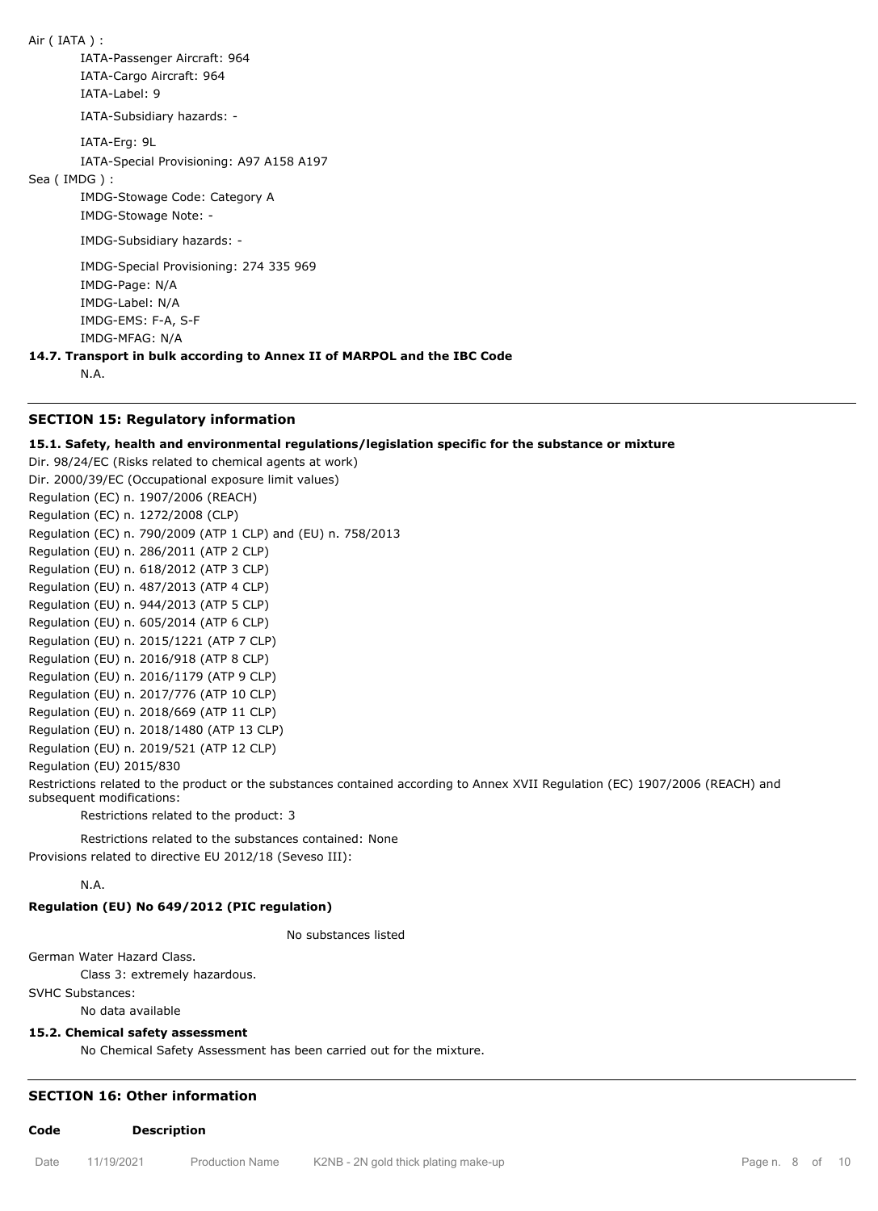Air ( IATA ) :

IATA-Passenger Aircraft: 964
IATA-Cargo Aircraft: 964
IATA-Label: 9

IATA-Subsidiary hazards: -

IATA-Erg: 9L
IATA-Special Provisioning: A97 A158 A197

Sea ( IMDG ) :

IMDG-Stowage Code: Category A
IMDG-Stowage Note: -

IMDG-Subsidiary hazards: -

IMDG-Special Provisioning: 274 335 969
IMDG-Page: N/A
IMDG-Label: N/A
IMDG-EMS: F-A, S-F
IMDG-MFAG: N/A

**14.7. Transport in bulk according to Annex II of MARPOL and the IBC Code**

N.A.

---

## SECTION 15: Regulatory information

### 15.1. Safety, health and environmental regulations/legislation specific for the substance or mixture

Dir. 98/24/EC (Risks related to chemical agents at work)
Dir. 2000/39/EC (Occupational exposure limit values)
Regulation (EC) n. 1907/2006 (REACH)
Regulation (EC) n. 1272/2008 (CLP)
Regulation (EC) n. 790/2009 (ATP 1 CLP) and (EU) n. 758/2013
Regulation (EU) n. 286/2011 (ATP 2 CLP)
Regulation (EU) n. 618/2012 (ATP 3 CLP)
Regulation (EU) n. 487/2013 (ATP 4 CLP)
Regulation (EU) n. 944/2013 (ATP 5 CLP)
Regulation (EU) n. 605/2014 (ATP 6 CLP)
Regulation (EU) n. 2015/1221 (ATP 7 CLP)
Regulation (EU) n. 2016/918 (ATP 8 CLP)
Regulation (EU) n. 2016/1179 (ATP 9 CLP)
Regulation (EU) n. 2017/776 (ATP 10 CLP)
Regulation (EU) n. 2018/669 (ATP 11 CLP)
Regulation (EU) n. 2018/1480 (ATP 13 CLP)
Regulation (EU) n. 2019/521 (ATP 12 CLP)
Regulation (EU) 2015/830

Restrictions related to the product or the substances contained according to Annex XVII Regulation (EC) 1907/2006 (REACH) and subsequent modifications:

Restrictions related to the product: 3

Restrictions related to the substances contained: None

Provisions related to directive EU 2012/18 (Seveso III):

N.A.

**Regulation (EU) No 649/2012 (PIC regulation)**

No substances listed

German Water Hazard Class.

Class 3: extremely hazardous.

SVHC Substances:

No data available

### 15.2. Chemical safety assessment

No Chemical Safety Assessment has been carried out for the mixture.

---

## SECTION 16: Other information

| Code | Description |
| --- | --- |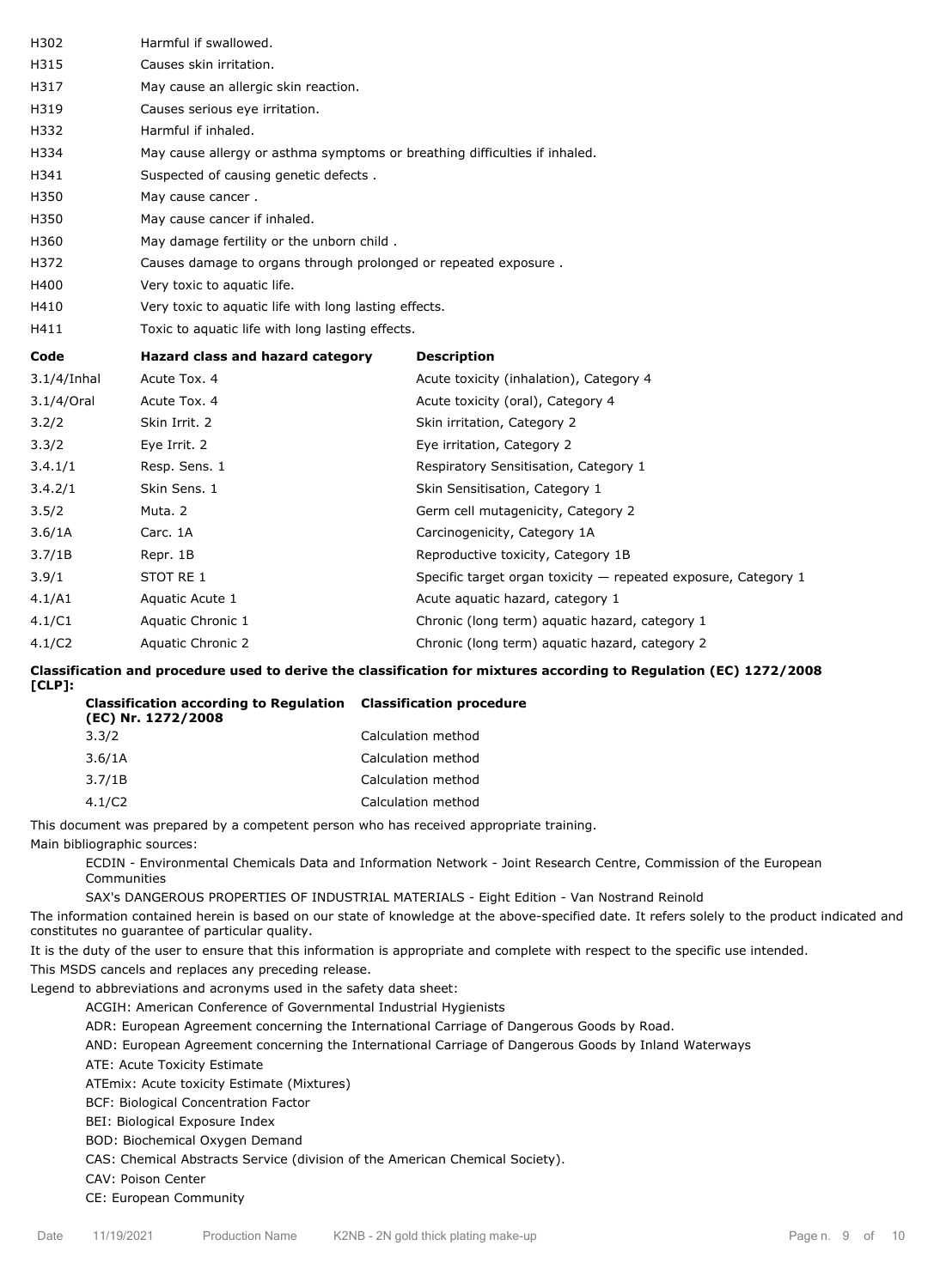| | |
|---|---|
| H302 | Harmful if swallowed. |
| H315 | Causes skin irritation. |
| H317 | May cause an allergic skin reaction. |
| H319 | Causes serious eye irritation. |
| H332 | Harmful if inhaled. |
| H334 | May cause allergy or asthma symptoms or breathing difficulties if inhaled. |
| H341 | Suspected of causing genetic defects . |
| H350 | May cause cancer . |
| H350 | May cause cancer if inhaled. |
| H360 | May damage fertility or the unborn child . |
| H372 | Causes damage to organs through prolonged or repeated exposure . |
| H400 | Very toxic to aquatic life. |
| H410 | Very toxic to aquatic life with long lasting effects. |
| H411 | Toxic to aquatic life with long lasting effects. |

| Code | Hazard class and hazard category | Description |
|---|---|---|
| 3.1/4/Inhal | Acute Tox. 4 | Acute toxicity (inhalation), Category 4 |
| 3.1/4/Oral | Acute Tox. 4 | Acute toxicity (oral), Category 4 |
| 3.2/2 | Skin Irrit. 2 | Skin irritation, Category 2 |
| 3.3/2 | Eye Irrit. 2 | Eye irritation, Category 2 |
| 3.4.1/1 | Resp. Sens. 1 | Respiratory Sensitisation, Category 1 |
| 3.4.2/1 | Skin Sens. 1 | Skin Sensitisation, Category 1 |
| 3.5/2 | Muta. 2 | Germ cell mutagenicity, Category 2 |
| 3.6/1A | Carc. 1A | Carcinogenicity, Category 1A |
| 3.7/1B | Repr. 1B | Reproductive toxicity, Category 1B |
| 3.9/1 | STOT RE 1 | Specific target organ toxicity — repeated exposure, Category 1 |
| 4.1/A1 | Aquatic Acute 1 | Acute aquatic hazard, category 1 |
| 4.1/C1 | Aquatic Chronic 1 | Chronic (long term) aquatic hazard, category 1 |
| 4.1/C2 | Aquatic Chronic 2 | Chronic (long term) aquatic hazard, category 2 |

**Classification and procedure used to derive the classification for mixtures according to Regulation (EC) 1272/2008 [CLP]:**

| Classification according to Regulation (EC) Nr. 1272/2008 | Classification procedure |
|---|---|
| 3.3/2 | Calculation method |
| 3.6/1A | Calculation method |
| 3.7/1B | Calculation method |
| 4.1/C2 | Calculation method |

This document was prepared by a competent person who has received appropriate training.

Main bibliographic sources:

ECDIN - Environmental Chemicals Data and Information Network - Joint Research Centre, Commission of the European Communities

SAX's DANGEROUS PROPERTIES OF INDUSTRIAL MATERIALS - Eight Edition - Van Nostrand Reinold

The information contained herein is based on our state of knowledge at the above-specified date. It refers solely to the product indicated and constitutes no guarantee of particular quality.

It is the duty of the user to ensure that this information is appropriate and complete with respect to the specific use intended.

This MSDS cancels and replaces any preceding release.

Legend to abbreviations and acronyms used in the safety data sheet:

ACGIH: American Conference of Governmental Industrial Hygienists

ADR: European Agreement concerning the International Carriage of Dangerous Goods by Road.

AND: European Agreement concerning the International Carriage of Dangerous Goods by Inland Waterways

ATE: Acute Toxicity Estimate

ATEmix: Acute toxicity Estimate (Mixtures)

BCF: Biological Concentration Factor

BEI: Biological Exposure Index

BOD: Biochemical Oxygen Demand

CAS: Chemical Abstracts Service (division of the American Chemical Society).

CAV: Poison Center

CE: European Community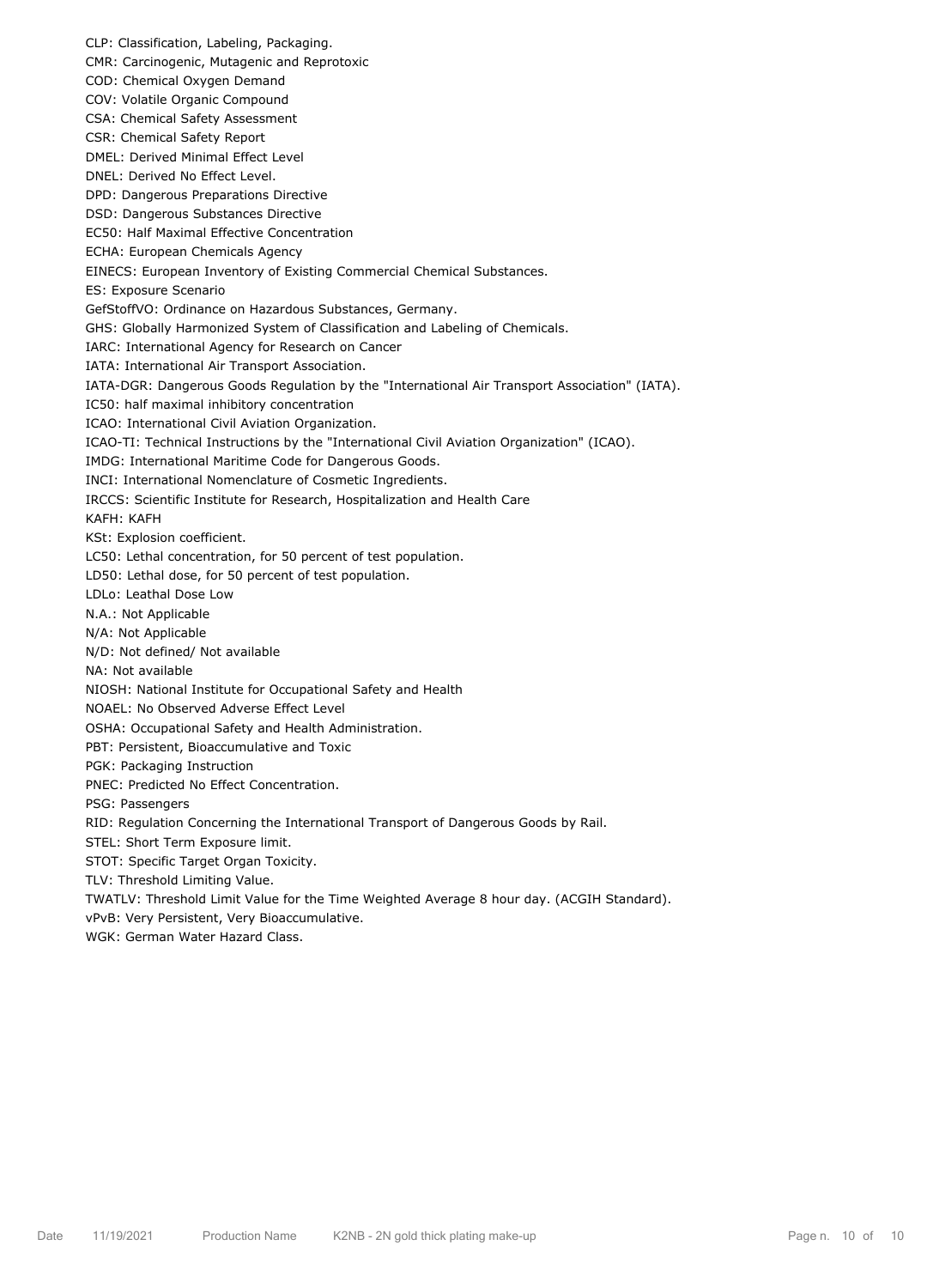CLP: Classification, Labeling, Packaging.
CMR: Carcinogenic, Mutagenic and Reprotoxic
COD: Chemical Oxygen Demand
COV: Volatile Organic Compound
CSA: Chemical Safety Assessment
CSR: Chemical Safety Report
DMEL: Derived Minimal Effect Level
DNEL: Derived No Effect Level.
DPD: Dangerous Preparations Directive
DSD: Dangerous Substances Directive
EC50: Half Maximal Effective Concentration
ECHA: European Chemicals Agency
EINECS: European Inventory of Existing Commercial Chemical Substances.
ES: Exposure Scenario
GefStoffVO: Ordinance on Hazardous Substances, Germany.
GHS: Globally Harmonized System of Classification and Labeling of Chemicals.
IARC: International Agency for Research on Cancer
IATA: International Air Transport Association.
IATA-DGR: Dangerous Goods Regulation by the "International Air Transport Association" (IATA).
IC50: half maximal inhibitory concentration
ICAO: International Civil Aviation Organization.
ICAO-TI: Technical Instructions by the "International Civil Aviation Organization" (ICAO).
IMDG: International Maritime Code for Dangerous Goods.
INCI: International Nomenclature of Cosmetic Ingredients.
IRCCS: Scientific Institute for Research, Hospitalization and Health Care
KAFH: KAFH
KSt: Explosion coefficient.
LC50: Lethal concentration, for 50 percent of test population.
LD50: Lethal dose, for 50 percent of test population.
LDLo: Leathal Dose Low
N.A.: Not Applicable
N/A: Not Applicable
N/D: Not defined/ Not available
NA: Not available
NIOSH: National Institute for Occupational Safety and Health
NOAEL: No Observed Adverse Effect Level
OSHA: Occupational Safety and Health Administration.
PBT: Persistent, Bioaccumulative and Toxic
PGK: Packaging Instruction
PNEC: Predicted No Effect Concentration.
PSG: Passengers
RID: Regulation Concerning the International Transport of Dangerous Goods by Rail.
STEL: Short Term Exposure limit.
STOT: Specific Target Organ Toxicity.
TLV: Threshold Limiting Value.
TWATLV: Threshold Limit Value for the Time Weighted Average 8 hour day. (ACGIH Standard).
vPvB: Very Persistent, Very Bioaccumulative.
WGK: German Water Hazard Class.